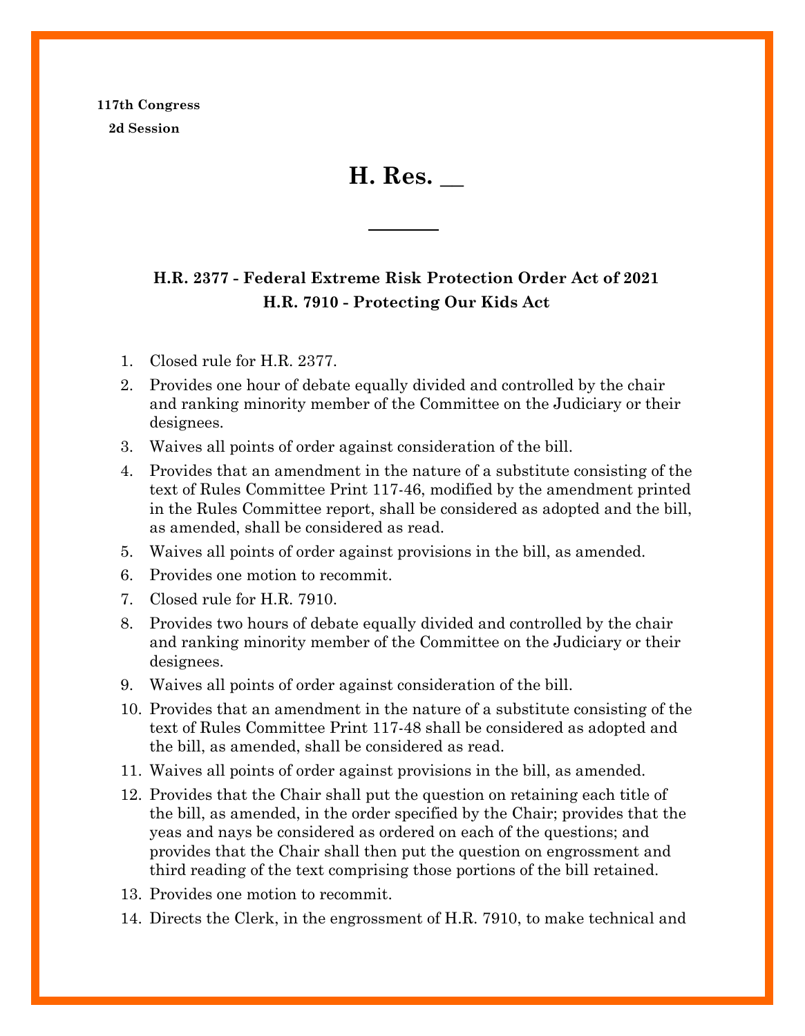**117th Congress**
**2d Session**

# H. Res. __

**H.R. 2377 - Federal Extreme Risk Protection Order Act of 2021**
**H.R. 7910 - Protecting Our Kids Act**

1. Closed rule for H.R. 2377.
2. Provides one hour of debate equally divided and controlled by the chair and ranking minority member of the Committee on the Judiciary or their designees.
3. Waives all points of order against consideration of the bill.
4. Provides that an amendment in the nature of a substitute consisting of the text of Rules Committee Print 117-46, modified by the amendment printed in the Rules Committee report, shall be considered as adopted and the bill, as amended, shall be considered as read.
5. Waives all points of order against provisions in the bill, as amended.
6. Provides one motion to recommit.
7. Closed rule for H.R. 7910.
8. Provides two hours of debate equally divided and controlled by the chair and ranking minority member of the Committee on the Judiciary or their designees.
9. Waives all points of order against consideration of the bill.
10. Provides that an amendment in the nature of a substitute consisting of the text of Rules Committee Print 117-48 shall be considered as adopted and the bill, as amended, shall be considered as read.
11. Waives all points of order against provisions in the bill, as amended.
12. Provides that the Chair shall put the question on retaining each title of the bill, as amended, in the order specified by the Chair; provides that the yeas and nays be considered as ordered on each of the questions; and provides that the Chair shall then put the question on engrossment and third reading of the text comprising those portions of the bill retained.
13. Provides one motion to recommit.
14. Directs the Clerk, in the engrossment of H.R. 7910, to make technical and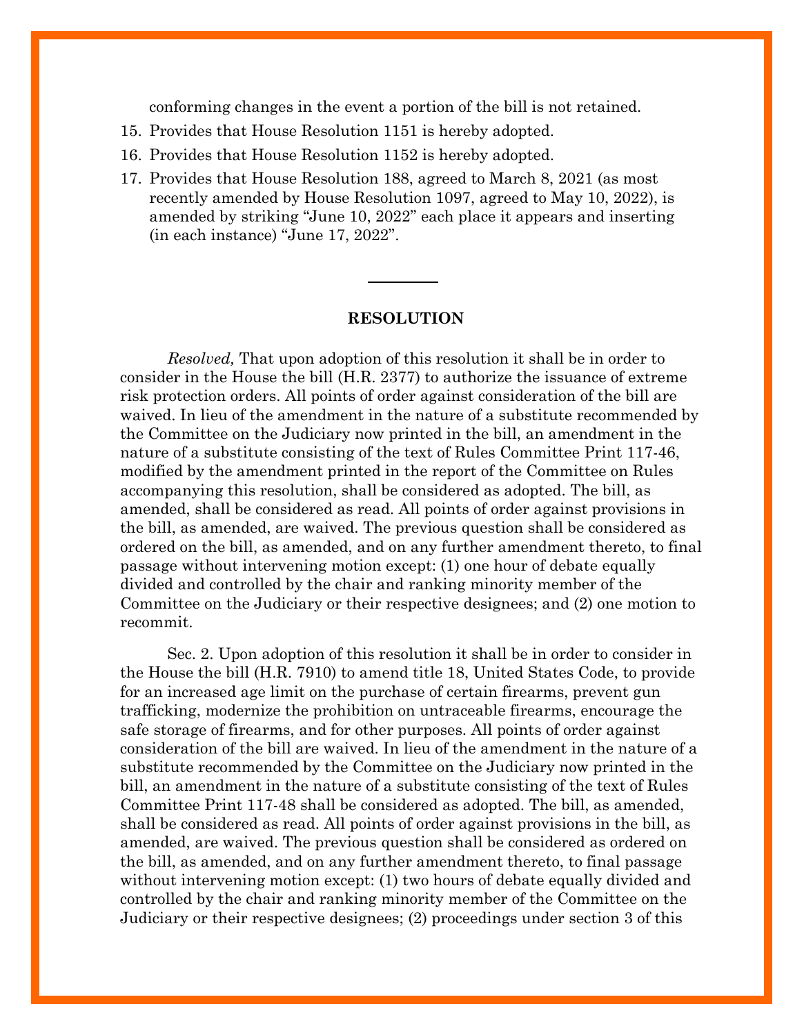conforming changes in the event a portion of the bill is not retained.

15. Provides that House Resolution 1151 is hereby adopted.
16. Provides that House Resolution 1152 is hereby adopted.
17. Provides that House Resolution 188, agreed to March 8, 2021 (as most recently amended by House Resolution 1097, agreed to May 10, 2022), is amended by striking "June 10, 2022" each place it appears and inserting (in each instance) "June 17, 2022".

---

**RESOLUTION**

*Resolved,* That upon adoption of this resolution it shall be in order to consider in the House the bill (H.R. 2377) to authorize the issuance of extreme risk protection orders. All points of order against consideration of the bill are waived. In lieu of the amendment in the nature of a substitute recommended by the Committee on the Judiciary now printed in the bill, an amendment in the nature of a substitute consisting of the text of Rules Committee Print 117-46, modified by the amendment printed in the report of the Committee on Rules accompanying this resolution, shall be considered as adopted. The bill, as amended, shall be considered as read. All points of order against provisions in the bill, as amended, are waived. The previous question shall be considered as ordered on the bill, as amended, and on any further amendment thereto, to final passage without intervening motion except: (1) one hour of debate equally divided and controlled by the chair and ranking minority member of the Committee on the Judiciary or their respective designees; and (2) one motion to recommit.

Sec. 2. Upon adoption of this resolution it shall be in order to consider in the House the bill (H.R. 7910) to amend title 18, United States Code, to provide for an increased age limit on the purchase of certain firearms, prevent gun trafficking, modernize the prohibition on untraceable firearms, encourage the safe storage of firearms, and for other purposes. All points of order against consideration of the bill are waived. In lieu of the amendment in the nature of a substitute recommended by the Committee on the Judiciary now printed in the bill, an amendment in the nature of a substitute consisting of the text of Rules Committee Print 117-48 shall be considered as adopted. The bill, as amended, shall be considered as read. All points of order against provisions in the bill, as amended, are waived. The previous question shall be considered as ordered on the bill, as amended, and on any further amendment thereto, to final passage without intervening motion except: (1) two hours of debate equally divided and controlled by the chair and ranking minority member of the Committee on the Judiciary or their respective designees; (2) proceedings under section 3 of this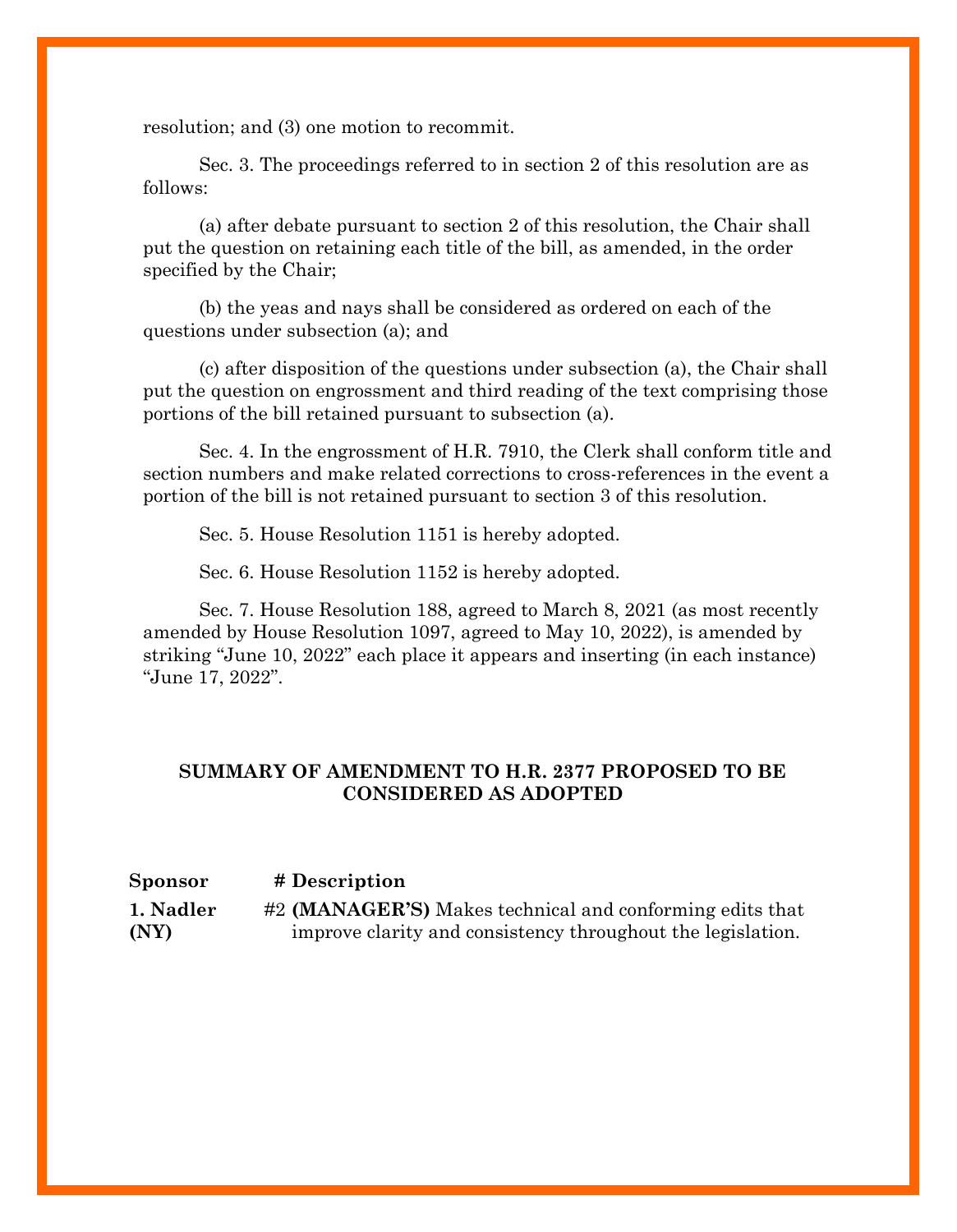resolution; and (3) one motion to recommit.

Sec. 3. The proceedings referred to in section 2 of this resolution are as follows:

(a) after debate pursuant to section 2 of this resolution, the Chair shall put the question on retaining each title of the bill, as amended, in the order specified by the Chair;

(b) the yeas and nays shall be considered as ordered on each of the questions under subsection (a); and

(c) after disposition of the questions under subsection (a), the Chair shall put the question on engrossment and third reading of the text comprising those portions of the bill retained pursuant to subsection (a).

Sec. 4. In the engrossment of H.R. 7910, the Clerk shall conform title and section numbers and make related corrections to cross-references in the event a portion of the bill is not retained pursuant to section 3 of this resolution.

Sec. 5. House Resolution 1151 is hereby adopted.

Sec. 6. House Resolution 1152 is hereby adopted.

Sec. 7. House Resolution 188, agreed to March 8, 2021 (as most recently amended by House Resolution 1097, agreed to May 10, 2022), is amended by striking "June 10, 2022" each place it appears and inserting (in each instance) "June 17, 2022".

## SUMMARY OF AMENDMENT TO H.R. 2377 PROPOSED TO BE CONSIDERED AS ADOPTED

| Sponsor | # | Description |
| --- | --- | --- |
| **1. Nadler (NY)** | #2 | **(MANAGER'S)** Makes technical and conforming edits that improve clarity and consistency throughout the legislation. |